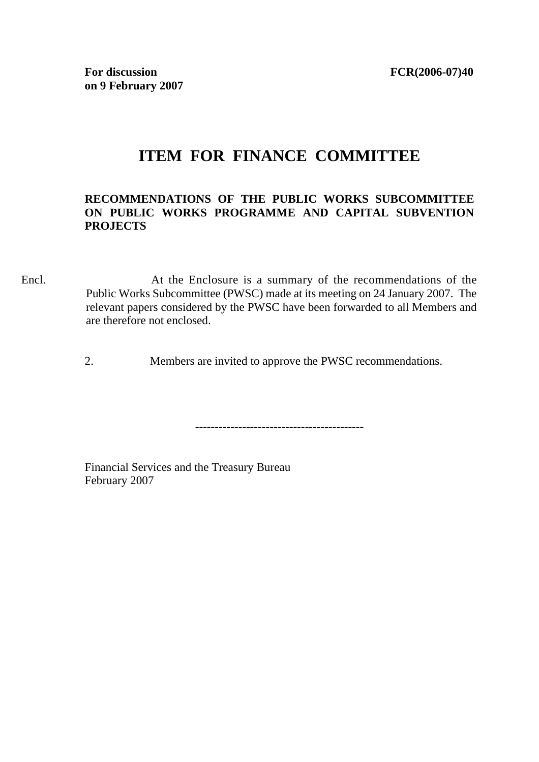**For discussion**
**on 9 February 2007**

**FCR(2006-07)40**

# ITEM FOR FINANCE COMMITTEE

**RECOMMENDATIONS OF THE PUBLIC WORKS SUBCOMMITTEE ON PUBLIC WORKS PROGRAMME AND CAPITAL SUBVENTION PROJECTS**

Encl.

At the Enclosure is a summary of the recommendations of the Public Works Subcommittee (PWSC) made at its meeting on 24 January 2007. The relevant papers considered by the PWSC have been forwarded to all Members and are therefore not enclosed.

2. Members are invited to approve the PWSC recommendations.

-------------------------------------------

Financial Services and the Treasury Bureau
February 2007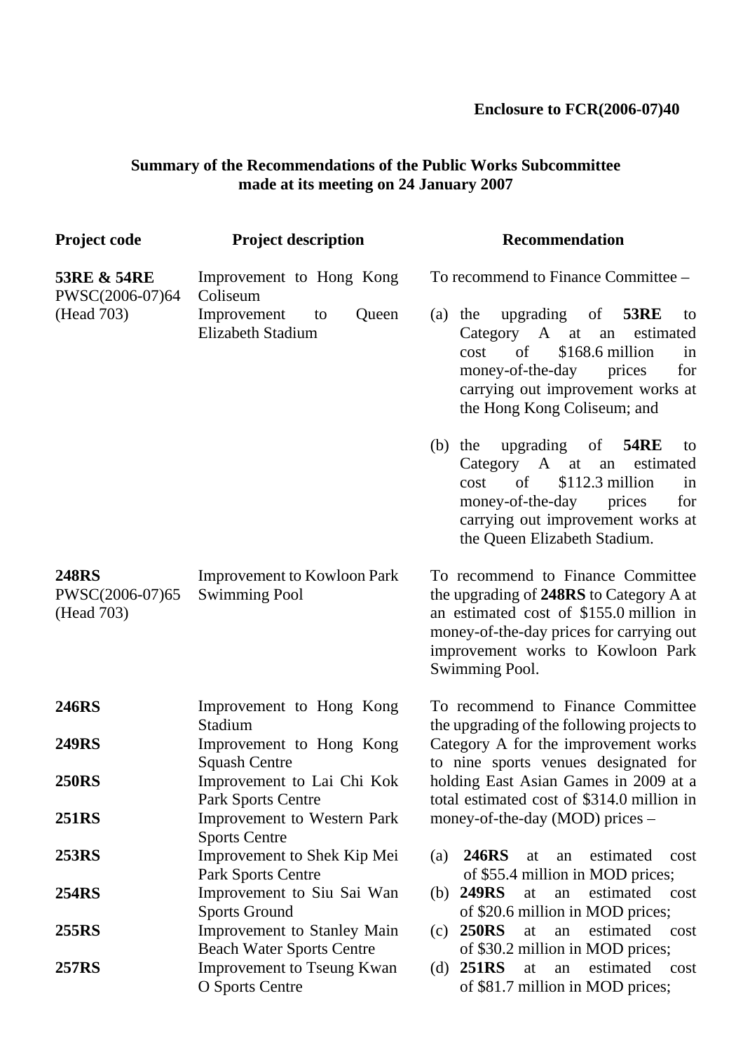**Enclosure to FCR(2006-07)40**

**Summary of the Recommendations of the Public Works Subcommittee made at its meeting on 24 January 2007**

| Project code | Project description | Recommendation |
| --- | --- | --- |
| **53RE & 54RE** PWSC(2006-07)64 (Head 703) | Improvement to Hong Kong Coliseum<br>Improvement to Queen Elizabeth Stadium | To recommend to Finance Committee –<br><br>(a) the upgrading of **53RE** to Category A at an estimated cost of $168.6 million in money-of-the-day prices for carrying out improvement works at the Hong Kong Coliseum; and<br><br>(b) the upgrading of **54RE** to Category A at an estimated cost of $112.3 million in money-of-the-day prices for carrying out improvement works at the Queen Elizabeth Stadium. |
| **248RS** PWSC(2006-07)65 (Head 703) | Improvement to Kowloon Park Swimming Pool | To recommend to Finance Committee the upgrading of **248RS** to Category A at an estimated cost of $155.0 million in money-of-the-day prices for carrying out improvement works to Kowloon Park Swimming Pool. |
| **246RS**<br>**249RS**<br>**250RS**<br>**251RS**<br>**253RS**<br>**254RS**<br>**255RS**<br>**257RS** | Improvement to Hong Kong Stadium<br>Improvement to Hong Kong Squash Centre<br>Improvement to Lai Chi Kok Park Sports Centre<br>Improvement to Western Park Sports Centre<br>Improvement to Shek Kip Mei Park Sports Centre<br>Improvement to Siu Sai Wan Sports Ground<br>Improvement to Stanley Main Beach Water Sports Centre<br>Improvement to Tseung Kwan O Sports Centre | To recommend to Finance Committee the upgrading of the following projects to Category A for the improvement works to nine sports venues designated for holding East Asian Games in 2009 at a total estimated cost of $314.0 million in money-of-the-day (MOD) prices –<br><br>(a) **246RS** at an estimated cost of $55.4 million in MOD prices;<br>(b) **249RS** at an estimated cost of $20.6 million in MOD prices;<br>(c) **250RS** at an estimated cost of $30.2 million in MOD prices;<br>(d) **251RS** at an estimated cost of $81.7 million in MOD prices; |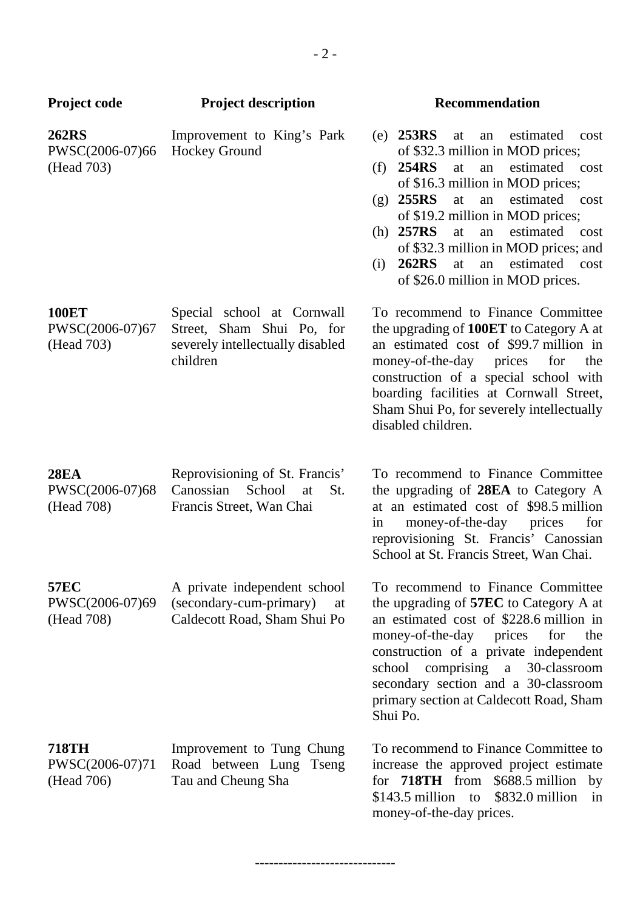| Project code | Project description | Recommendation |
|---|---|---|
| **262RS** PWSC(2006-07)66 (Head 703) | Improvement to King's Park Hockey Ground | (e) **253RS** at an estimated cost of $32.3 million in MOD prices;<br>(f) **254RS** at an estimated cost of $16.3 million in MOD prices;<br>(g) **255RS** at an estimated cost of $19.2 million in MOD prices;<br>(h) **257RS** at an estimated cost of $32.3 million in MOD prices; and<br>(i) **262RS** at an estimated cost of $26.0 million in MOD prices. |
| **100ET** PWSC(2006-07)67 (Head 703) | Special school at Cornwall Street, Sham Shui Po, for severely intellectually disabled children | To recommend to Finance Committee the upgrading of **100ET** to Category A at an estimated cost of $99.7 million in money-of-the-day prices for the construction of a special school with boarding facilities at Cornwall Street, Sham Shui Po, for severely intellectually disabled children. |
| **28EA** PWSC(2006-07)68 (Head 708) | Reprovisioning of St. Francis' Canossian School at St. Francis Street, Wan Chai | To recommend to Finance Committee the upgrading of **28EA** to Category A at an estimated cost of $98.5 million in money-of-the-day prices for reprovisioning St. Francis' Canossian School at St. Francis Street, Wan Chai. |
| **57EC** PWSC(2006-07)69 (Head 708) | A private independent school (secondary-cum-primary) at Caldecott Road, Sham Shui Po | To recommend to Finance Committee the upgrading of **57EC** to Category A at an estimated cost of $228.6 million in money-of-the-day prices for the construction of a private independent school comprising a 30-classroom secondary section and a 30-classroom primary section at Caldecott Road, Sham Shui Po. |
| **718TH** PWSC(2006-07)71 (Head 706) | Improvement to Tung Chung Road between Lung Tseng Tau and Cheung Sha | To recommend to Finance Committee to increase the approved project estimate for **718TH** from $688.5 million by $143.5 million to $832.0 million in money-of-the-day prices. |

------------------------------